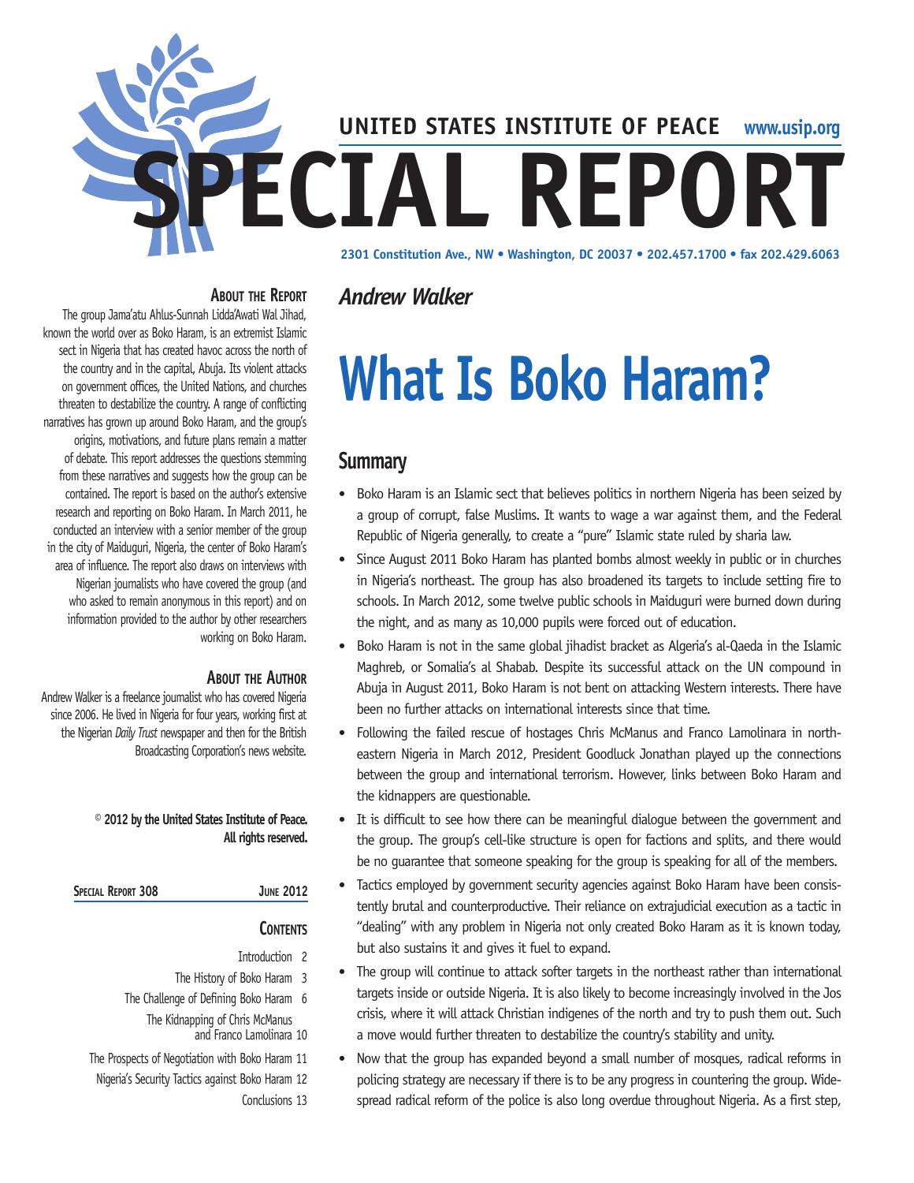UNITED STATES INSTITUTE OF PEACE www.usip.org

# SPECIAL REPORT

2301 Constitution Ave., NW • Washington, DC 20037 • 202.457.1700 • fax 202.429.6063

*Andrew Walker*

# What Is Boko Haram?

## Summary

- Boko Haram is an Islamic sect that believes politics in northern Nigeria has been seized by a group of corrupt, false Muslims. It wants to wage a war against them, and the Federal Republic of Nigeria generally, to create a "pure" Islamic state ruled by sharia law.
- Since August 2011 Boko Haram has planted bombs almost weekly in public or in churches in Nigeria's northeast. The group has also broadened its targets to include setting fire to schools. In March 2012, some twelve public schools in Maiduguri were burned down during the night, and as many as 10,000 pupils were forced out of education.
- Boko Haram is not in the same global jihadist bracket as Algeria's al-Qaeda in the Islamic Maghreb, or Somalia's al Shabab. Despite its successful attack on the UN compound in Abuja in August 2011, Boko Haram is not bent on attacking Western interests. There have been no further attacks on international interests since that time.
- Following the failed rescue of hostages Chris McManus and Franco Lamolinara in north-eastern Nigeria in March 2012, President Goodluck Jonathan played up the connections between the group and international terrorism. However, links between Boko Haram and the kidnappers are questionable.
- It is difficult to see how there can be meaningful dialogue between the government and the group. The group's cell-like structure is open for factions and splits, and there would be no guarantee that someone speaking for the group is speaking for all of the members.
- Tactics employed by government security agencies against Boko Haram have been consistently brutal and counterproductive. Their reliance on extrajudicial execution as a tactic in "dealing" with any problem in Nigeria not only created Boko Haram as it is known today, but also sustains it and gives it fuel to expand.
- The group will continue to attack softer targets in the northeast rather than international targets inside or outside Nigeria. It is also likely to become increasingly involved in the Jos crisis, where it will attack Christian indigenes of the north and try to push them out. Such a move would further threaten to destabilize the country's stability and unity.
- Now that the group has expanded beyond a small number of mosques, radical reforms in policing strategy are necessary if there is to be any progress in countering the group. Widespread radical reform of the police is also long overdue throughout Nigeria. As a first step,

### About the Report

The group Jama'atu Ahlus-Sunnah Lidda'Awati Wal Jihad, known the world over as Boko Haram, is an extremist Islamic sect in Nigeria that has created havoc across the north of the country and in the capital, Abuja. Its violent attacks on government offices, the United Nations, and churches threaten to destabilize the country. A range of conflicting narratives has grown up around Boko Haram, and the group's origins, motivations, and future plans remain a matter of debate. This report addresses the questions stemming from these narratives and suggests how the group can be contained. The report is based on the author's extensive research and reporting on Boko Haram. In March 2011, he conducted an interview with a senior member of the group in the city of Maiduguri, Nigeria, the center of Boko Haram's area of influence. The report also draws on interviews with Nigerian journalists who have covered the group (and who asked to remain anonymous in this report) and on information provided to the author by other researchers working on Boko Haram.

### About the Author

Andrew Walker is a freelance journalist who has covered Nigeria since 2006. He lived in Nigeria for four years, working first at the Nigerian *Daily Trust* newspaper and then for the British Broadcasting Corporation's news website.

**© 2012 by the United States Institute of Peace. All rights reserved.**

**Special Report 308 — June 2012**

### Contents

- Introduction 2
- The History of Boko Haram 3
- The Challenge of Defining Boko Haram 6
- The Kidnapping of Chris McManus and Franco Lamolinara 10
- The Prospects of Negotiation with Boko Haram 11
- Nigeria's Security Tactics against Boko Haram 12
- Conclusions 13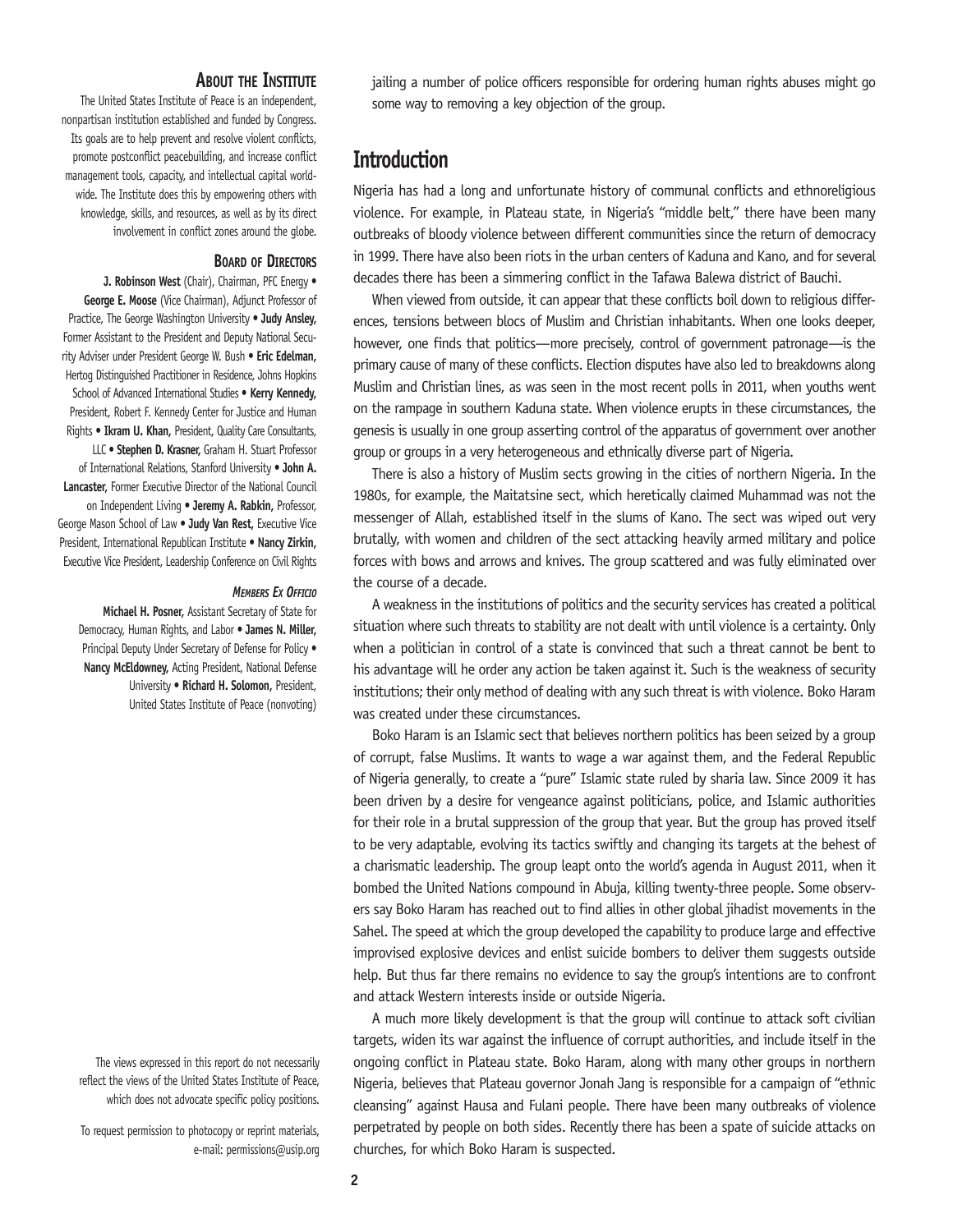jailing a number of police officers responsible for ordering human rights abuses might go some way to removing a key objection of the group.

## Introduction

Nigeria has had a long and unfortunate history of communal conflicts and ethnoreligious violence. For example, in Plateau state, in Nigeria's "middle belt," there have been many outbreaks of bloody violence between different communities since the return of democracy in 1999. There have also been riots in the urban centers of Kaduna and Kano, and for several decades there has been a simmering conflict in the Tafawa Balewa district of Bauchi.

When viewed from outside, it can appear that these conflicts boil down to religious differences, tensions between blocs of Muslim and Christian inhabitants. When one looks deeper, however, one finds that politics—more precisely, control of government patronage—is the primary cause of many of these conflicts. Election disputes have also led to breakdowns along Muslim and Christian lines, as was seen in the most recent polls in 2011, when youths went on the rampage in southern Kaduna state. When violence erupts in these circumstances, the genesis is usually in one group asserting control of the apparatus of government over another group or groups in a very heterogeneous and ethnically diverse part of Nigeria.

There is also a history of Muslim sects growing in the cities of northern Nigeria. In the 1980s, for example, the Maitatsine sect, which heretically claimed Muhammad was not the messenger of Allah, established itself in the slums of Kano. The sect was wiped out very brutally, with women and children of the sect attacking heavily armed military and police forces with bows and arrows and knives. The group scattered and was fully eliminated over the course of a decade.

A weakness in the institutions of politics and the security services has created a political situation where such threats to stability are not dealt with until violence is a certainty. Only when a politician in control of a state is convinced that such a threat cannot be bent to his advantage will he order any action be taken against it. Such is the weakness of security institutions; their only method of dealing with any such threat is with violence. Boko Haram was created under these circumstances.

Boko Haram is an Islamic sect that believes northern politics has been seized by a group of corrupt, false Muslims. It wants to wage a war against them, and the Federal Republic of Nigeria generally, to create a "pure" Islamic state ruled by sharia law. Since 2009 it has been driven by a desire for vengeance against politicians, police, and Islamic authorities for their role in a brutal suppression of the group that year. But the group has proved itself to be very adaptable, evolving its tactics swiftly and changing its targets at the behest of a charismatic leadership. The group leapt onto the world's agenda in August 2011, when it bombed the United Nations compound in Abuja, killing twenty-three people. Some observers say Boko Haram has reached out to find allies in other global jihadist movements in the Sahel. The speed at which the group developed the capability to produce large and effective improvised explosive devices and enlist suicide bombers to deliver them suggests outside help. But thus far there remains no evidence to say the group's intentions are to confront and attack Western interests inside or outside Nigeria.

A much more likely development is that the group will continue to attack soft civilian targets, widen its war against the influence of corrupt authorities, and include itself in the ongoing conflict in Plateau state. Boko Haram, along with many other groups in northern Nigeria, believes that Plateau governor Jonah Jang is responsible for a campaign of "ethnic cleansing" against Hausa and Fulani people. There have been many outbreaks of violence perpetrated by people on both sides. Recently there has been a spate of suicide attacks on churches, for which Boko Haram is suspected.

### About the Institute

The United States Institute of Peace is an independent, nonpartisan institution established and funded by Congress. Its goals are to help prevent and resolve violent conflicts, promote postconflict peacebuilding, and increase conflict management tools, capacity, and intellectual capital worldwide. The Institute does this by empowering others with knowledge, skills, and resources, as well as by its direct involvement in conflict zones around the globe.

### Board of Directors

**J. Robinson West** (Chair), Chairman, PFC Energy • **George E. Moose** (Vice Chairman), Adjunct Professor of Practice, The George Washington University • **Judy Ansley,** Former Assistant to the President and Deputy National Security Adviser under President George W. Bush • **Eric Edelman,** Hertog Distinguished Practitioner in Residence, Johns Hopkins School of Advanced International Studies • **Kerry Kennedy,** President, Robert F. Kennedy Center for Justice and Human Rights • **Ikram U. Khan,** President, Quality Care Consultants, LLC • **Stephen D. Krasner,** Graham H. Stuart Professor of International Relations, Stanford University • **John A. Lancaster,** Former Executive Director of the National Council on Independent Living • **Jeremy A. Rabkin,** Professor, George Mason School of Law • **Judy Van Rest,** Executive Vice President, International Republican Institute • **Nancy Zirkin,** Executive Vice President, Leadership Conference on Civil Rights

#### *Members Ex Officio*

**Michael H. Posner,** Assistant Secretary of State for Democracy, Human Rights, and Labor • **James N. Miller,** Principal Deputy Under Secretary of Defense for Policy • **Nancy McEldowney,** Acting President, National Defense University • **Richard H. Solomon,** President, United States Institute of Peace (nonvoting)

The views expressed in this report do not necessarily reflect the views of the United States Institute of Peace, which does not advocate specific policy positions.

To request permission to photocopy or reprint materials, e-mail: permissions@usip.org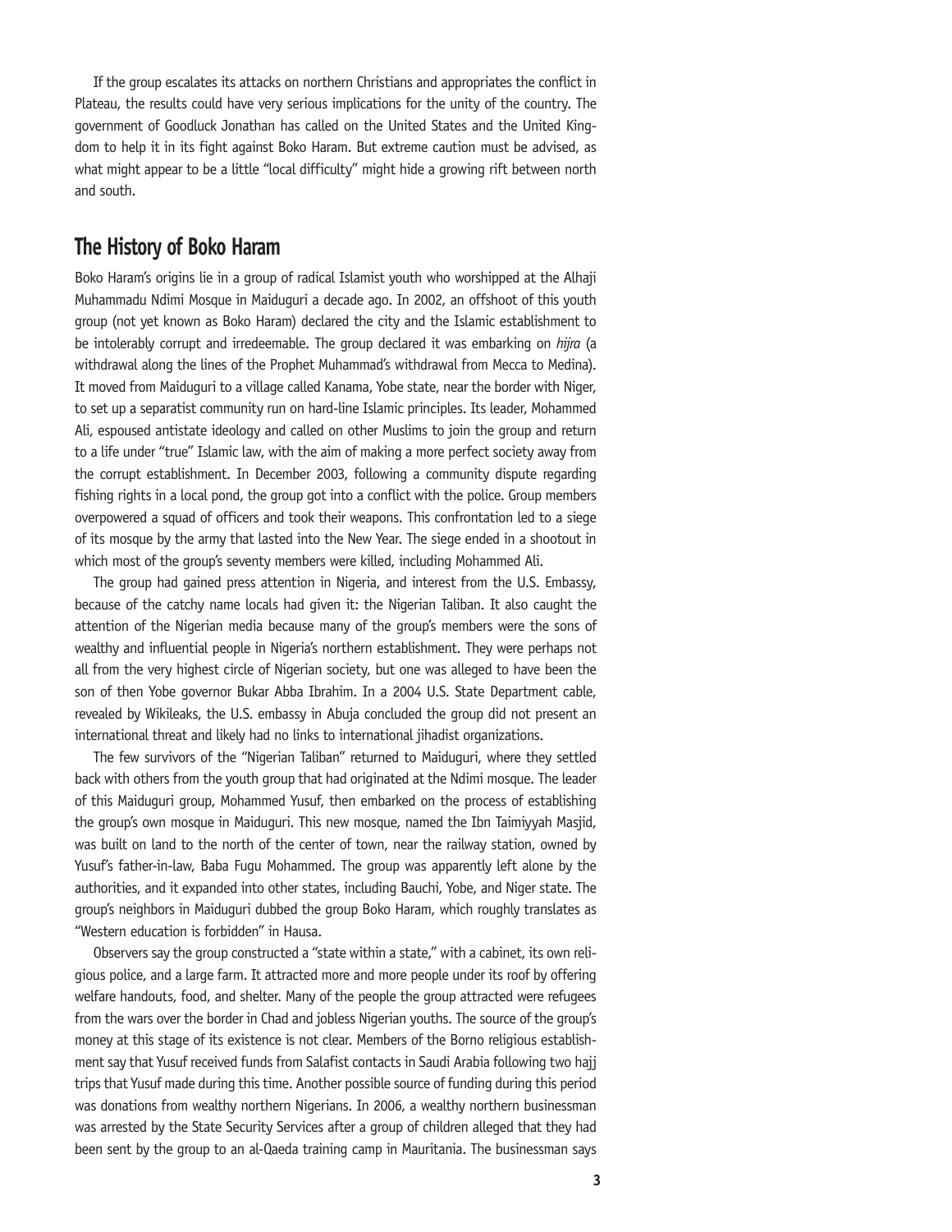If the group escalates its attacks on northern Christians and appropriates the conflict in Plateau, the results could have very serious implications for the unity of the country. The government of Goodluck Jonathan has called on the United States and the United Kingdom to help it in its fight against Boko Haram. But extreme caution must be advised, as what might appear to be a little "local difficulty" might hide a growing rift between north and south.

## The History of Boko Haram

Boko Haram's origins lie in a group of radical Islamist youth who worshipped at the Alhaji Muhammadu Ndimi Mosque in Maiduguri a decade ago. In 2002, an offshoot of this youth group (not yet known as Boko Haram) declared the city and the Islamic establishment to be intolerably corrupt and irredeemable. The group declared it was embarking on *hijra* (a withdrawal along the lines of the Prophet Muhammad's withdrawal from Mecca to Medina). It moved from Maiduguri to a village called Kanama, Yobe state, near the border with Niger, to set up a separatist community run on hard-line Islamic principles. Its leader, Mohammed Ali, espoused antistate ideology and called on other Muslims to join the group and return to a life under "true" Islamic law, with the aim of making a more perfect society away from the corrupt establishment. In December 2003, following a community dispute regarding fishing rights in a local pond, the group got into a conflict with the police. Group members overpowered a squad of officers and took their weapons. This confrontation led to a siege of its mosque by the army that lasted into the New Year. The siege ended in a shootout in which most of the group's seventy members were killed, including Mohammed Ali.

The group had gained press attention in Nigeria, and interest from the U.S. Embassy, because of the catchy name locals had given it: the Nigerian Taliban. It also caught the attention of the Nigerian media because many of the group's members were the sons of wealthy and influential people in Nigeria's northern establishment. They were perhaps not all from the very highest circle of Nigerian society, but one was alleged to have been the son of then Yobe governor Bukar Abba Ibrahim. In a 2004 U.S. State Department cable, revealed by Wikileaks, the U.S. embassy in Abuja concluded the group did not present an international threat and likely had no links to international jihadist organizations.

The few survivors of the "Nigerian Taliban" returned to Maiduguri, where they settled back with others from the youth group that had originated at the Ndimi mosque. The leader of this Maiduguri group, Mohammed Yusuf, then embarked on the process of establishing the group's own mosque in Maiduguri. This new mosque, named the Ibn Taimiyyah Masjid, was built on land to the north of the center of town, near the railway station, owned by Yusuf's father-in-law, Baba Fugu Mohammed. The group was apparently left alone by the authorities, and it expanded into other states, including Bauchi, Yobe, and Niger state. The group's neighbors in Maiduguri dubbed the group Boko Haram, which roughly translates as "Western education is forbidden" in Hausa.

Observers say the group constructed a "state within a state," with a cabinet, its own religious police, and a large farm. It attracted more and more people under its roof by offering welfare handouts, food, and shelter. Many of the people the group attracted were refugees from the wars over the border in Chad and jobless Nigerian youths. The source of the group's money at this stage of its existence is not clear. Members of the Borno religious establishment say that Yusuf received funds from Salafist contacts in Saudi Arabia following two hajj trips that Yusuf made during this time. Another possible source of funding during this period was donations from wealthy northern Nigerians. In 2006, a wealthy northern businessman was arrested by the State Security Services after a group of children alleged that they had been sent by the group to an al-Qaeda training camp in Mauritania. The businessman says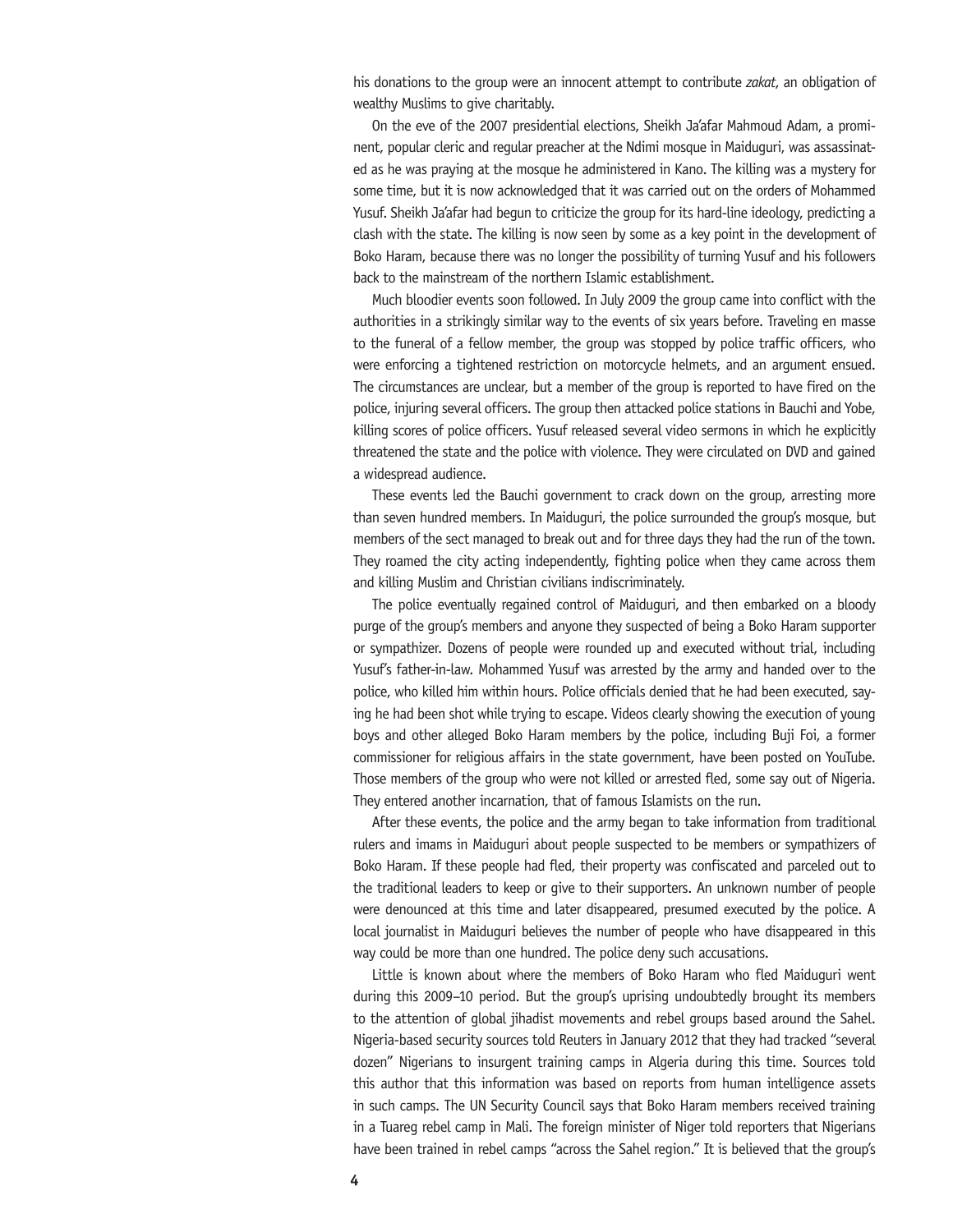his donations to the group were an innocent attempt to contribute *zakat*, an obligation of wealthy Muslims to give charitably.

On the eve of the 2007 presidential elections, Sheikh Ja'afar Mahmoud Adam, a prominent, popular cleric and regular preacher at the Ndimi mosque in Maiduguri, was assassinated as he was praying at the mosque he administered in Kano. The killing was a mystery for some time, but it is now acknowledged that it was carried out on the orders of Mohammed Yusuf. Sheikh Ja'afar had begun to criticize the group for its hard-line ideology, predicting a clash with the state. The killing is now seen by some as a key point in the development of Boko Haram, because there was no longer the possibility of turning Yusuf and his followers back to the mainstream of the northern Islamic establishment.

Much bloodier events soon followed. In July 2009 the group came into conflict with the authorities in a strikingly similar way to the events of six years before. Traveling en masse to the funeral of a fellow member, the group was stopped by police traffic officers, who were enforcing a tightened restriction on motorcycle helmets, and an argument ensued. The circumstances are unclear, but a member of the group is reported to have fired on the police, injuring several officers. The group then attacked police stations in Bauchi and Yobe, killing scores of police officers. Yusuf released several video sermons in which he explicitly threatened the state and the police with violence. They were circulated on DVD and gained a widespread audience.

These events led the Bauchi government to crack down on the group, arresting more than seven hundred members. In Maiduguri, the police surrounded the group's mosque, but members of the sect managed to break out and for three days they had the run of the town. They roamed the city acting independently, fighting police when they came across them and killing Muslim and Christian civilians indiscriminately.

The police eventually regained control of Maiduguri, and then embarked on a bloody purge of the group's members and anyone they suspected of being a Boko Haram supporter or sympathizer. Dozens of people were rounded up and executed without trial, including Yusuf's father-in-law. Mohammed Yusuf was arrested by the army and handed over to the police, who killed him within hours. Police officials denied that he had been executed, saying he had been shot while trying to escape. Videos clearly showing the execution of young boys and other alleged Boko Haram members by the police, including Buji Foi, a former commissioner for religious affairs in the state government, have been posted on YouTube. Those members of the group who were not killed or arrested fled, some say out of Nigeria. They entered another incarnation, that of famous Islamists on the run.

After these events, the police and the army began to take information from traditional rulers and imams in Maiduguri about people suspected to be members or sympathizers of Boko Haram. If these people had fled, their property was confiscated and parceled out to the traditional leaders to keep or give to their supporters. An unknown number of people were denounced at this time and later disappeared, presumed executed by the police. A local journalist in Maiduguri believes the number of people who have disappeared in this way could be more than one hundred. The police deny such accusations.

Little is known about where the members of Boko Haram who fled Maiduguri went during this 2009–10 period. But the group's uprising undoubtedly brought its members to the attention of global jihadist movements and rebel groups based around the Sahel. Nigeria-based security sources told Reuters in January 2012 that they had tracked "several dozen" Nigerians to insurgent training camps in Algeria during this time. Sources told this author that this information was based on reports from human intelligence assets in such camps. The UN Security Council says that Boko Haram members received training in a Tuareg rebel camp in Mali. The foreign minister of Niger told reporters that Nigerians have been trained in rebel camps "across the Sahel region." It is believed that the group's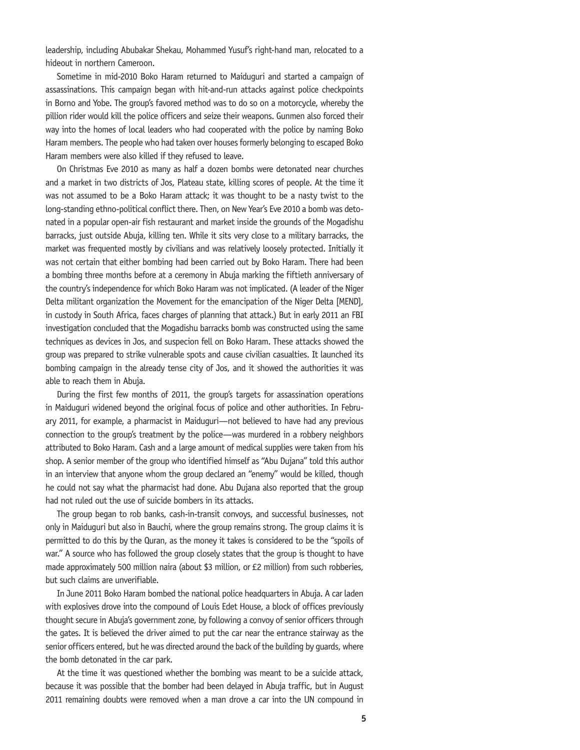leadership, including Abubakar Shekau, Mohammed Yusuf's right-hand man, relocated to a hideout in northern Cameroon.

Sometime in mid-2010 Boko Haram returned to Maiduguri and started a campaign of assassinations. This campaign began with hit-and-run attacks against police checkpoints in Borno and Yobe. The group's favored method was to do so on a motorcycle, whereby the pillion rider would kill the police officers and seize their weapons. Gunmen also forced their way into the homes of local leaders who had cooperated with the police by naming Boko Haram members. The people who had taken over houses formerly belonging to escaped Boko Haram members were also killed if they refused to leave.

On Christmas Eve 2010 as many as half a dozen bombs were detonated near churches and a market in two districts of Jos, Plateau state, killing scores of people. At the time it was not assumed to be a Boko Haram attack; it was thought to be a nasty twist to the long-standing ethno-political conflict there. Then, on New Year's Eve 2010 a bomb was detonated in a popular open-air fish restaurant and market inside the grounds of the Mogadishu barracks, just outside Abuja, killing ten. While it sits very close to a military barracks, the market was frequented mostly by civilians and was relatively loosely protected. Initially it was not certain that either bombing had been carried out by Boko Haram. There had been a bombing three months before at a ceremony in Abuja marking the fiftieth anniversary of the country's independence for which Boko Haram was not implicated. (A leader of the Niger Delta militant organization the Movement for the emancipation of the Niger Delta [MEND], in custody in South Africa, faces charges of planning that attack.) But in early 2011 an FBI investigation concluded that the Mogadishu barracks bomb was constructed using the same techniques as devices in Jos, and suspecion fell on Boko Haram. These attacks showed the group was prepared to strike vulnerable spots and cause civilian casualties. It launched its bombing campaign in the already tense city of Jos, and it showed the authorities it was able to reach them in Abuja.

During the first few months of 2011, the group's targets for assassination operations in Maiduguri widened beyond the original focus of police and other authorities. In February 2011, for example, a pharmacist in Maiduguri—not believed to have had any previous connection to the group's treatment by the police—was murdered in a robbery neighbors attributed to Boko Haram. Cash and a large amount of medical supplies were taken from his shop. A senior member of the group who identified himself as "Abu Dujana" told this author in an interview that anyone whom the group declared an "enemy" would be killed, though he could not say what the pharmacist had done. Abu Dujana also reported that the group had not ruled out the use of suicide bombers in its attacks.

The group began to rob banks, cash-in-transit convoys, and successful businesses, not only in Maiduguri but also in Bauchi, where the group remains strong. The group claims it is permitted to do this by the Quran, as the money it takes is considered to be the "spoils of war." A source who has followed the group closely states that the group is thought to have made approximately 500 million naira (about $3 million, or £2 million) from such robberies, but such claims are unverifiable.

In June 2011 Boko Haram bombed the national police headquarters in Abuja. A car laden with explosives drove into the compound of Louis Edet House, a block of offices previously thought secure in Abuja's government zone, by following a convoy of senior officers through the gates. It is believed the driver aimed to put the car near the entrance stairway as the senior officers entered, but he was directed around the back of the building by guards, where the bomb detonated in the car park.

At the time it was questioned whether the bombing was meant to be a suicide attack, because it was possible that the bomber had been delayed in Abuja traffic, but in August 2011 remaining doubts were removed when a man drove a car into the UN compound in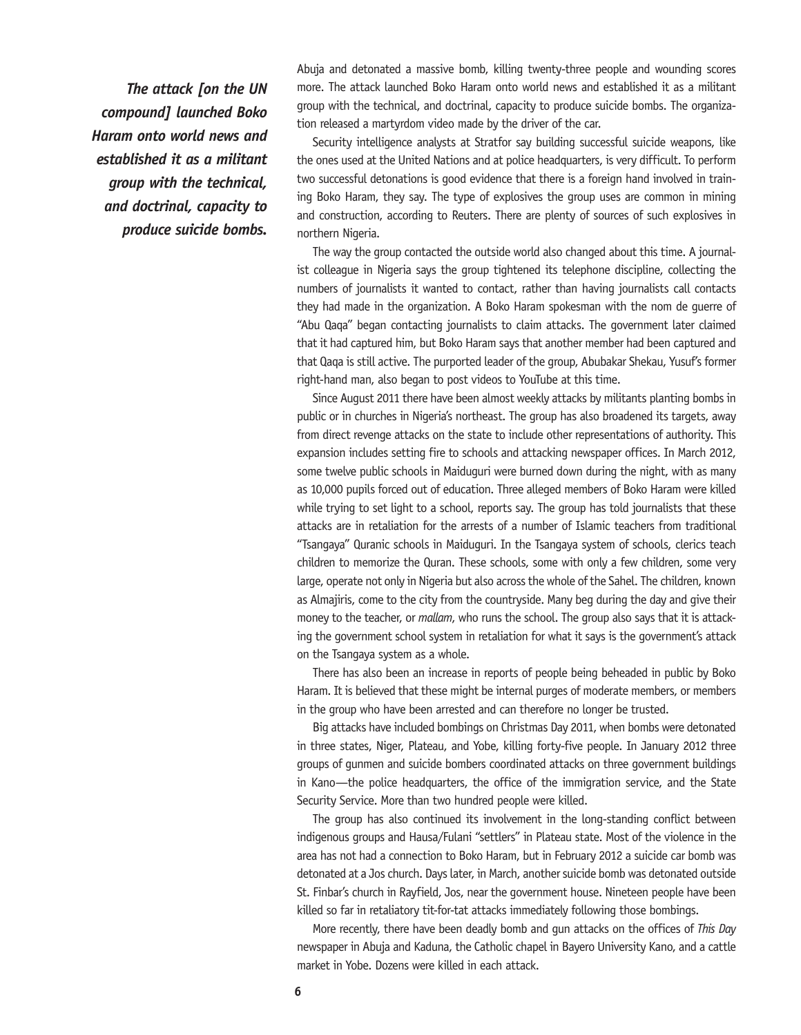*The attack [on the UN compound] launched Boko Haram onto world news and established it as a militant group with the technical, and doctrinal, capacity to produce suicide bombs.*

Abuja and detonated a massive bomb, killing twenty-three people and wounding scores more. The attack launched Boko Haram onto world news and established it as a militant group with the technical, and doctrinal, capacity to produce suicide bombs. The organization released a martyrdom video made by the driver of the car.

Security intelligence analysts at Stratfor say building successful suicide weapons, like the ones used at the United Nations and at police headquarters, is very difficult. To perform two successful detonations is good evidence that there is a foreign hand involved in training Boko Haram, they say. The type of explosives the group uses are common in mining and construction, according to Reuters. There are plenty of sources of such explosives in northern Nigeria.

The way the group contacted the outside world also changed about this time. A journalist colleague in Nigeria says the group tightened its telephone discipline, collecting the numbers of journalists it wanted to contact, rather than having journalists call contacts they had made in the organization. A Boko Haram spokesman with the nom de guerre of "Abu Qaqa" began contacting journalists to claim attacks. The government later claimed that it had captured him, but Boko Haram says that another member had been captured and that Qaqa is still active. The purported leader of the group, Abubakar Shekau, Yusuf's former right-hand man, also began to post videos to YouTube at this time.

Since August 2011 there have been almost weekly attacks by militants planting bombs in public or in churches in Nigeria's northeast. The group has also broadened its targets, away from direct revenge attacks on the state to include other representations of authority. This expansion includes setting fire to schools and attacking newspaper offices. In March 2012, some twelve public schools in Maiduguri were burned down during the night, with as many as 10,000 pupils forced out of education. Three alleged members of Boko Haram were killed while trying to set light to a school, reports say. The group has told journalists that these attacks are in retaliation for the arrests of a number of Islamic teachers from traditional "Tsangaya" Quranic schools in Maiduguri. In the Tsangaya system of schools, clerics teach children to memorize the Quran. These schools, some with only a few children, some very large, operate not only in Nigeria but also across the whole of the Sahel. The children, known as Almajiris, come to the city from the countryside. Many beg during the day and give their money to the teacher, or *mallam*, who runs the school. The group also says that it is attacking the government school system in retaliation for what it says is the government's attack on the Tsangaya system as a whole.

There has also been an increase in reports of people being beheaded in public by Boko Haram. It is believed that these might be internal purges of moderate members, or members in the group who have been arrested and can therefore no longer be trusted.

Big attacks have included bombings on Christmas Day 2011, when bombs were detonated in three states, Niger, Plateau, and Yobe, killing forty-five people. In January 2012 three groups of gunmen and suicide bombers coordinated attacks on three government buildings in Kano—the police headquarters, the office of the immigration service, and the State Security Service. More than two hundred people were killed.

The group has also continued its involvement in the long-standing conflict between indigenous groups and Hausa/Fulani "settlers" in Plateau state. Most of the violence in the area has not had a connection to Boko Haram, but in February 2012 a suicide car bomb was detonated at a Jos church. Days later, in March, another suicide bomb was detonated outside St. Finbar's church in Rayfield, Jos, near the government house. Nineteen people have been killed so far in retaliatory tit-for-tat attacks immediately following those bombings.

More recently, there have been deadly bomb and gun attacks on the offices of *This Day* newspaper in Abuja and Kaduna, the Catholic chapel in Bayero University Kano, and a cattle market in Yobe. Dozens were killed in each attack.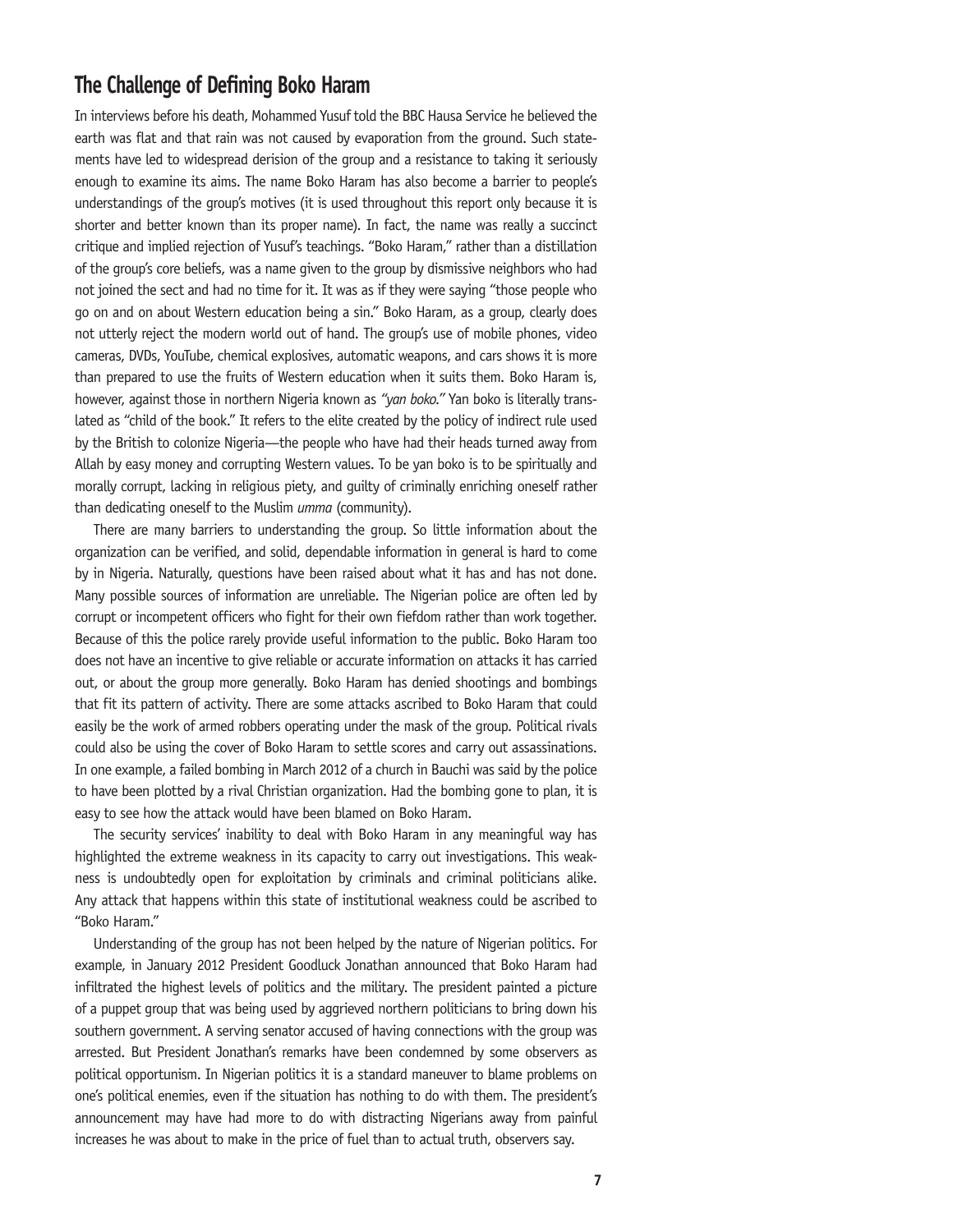## The Challenge of Defining Boko Haram

In interviews before his death, Mohammed Yusuf told the BBC Hausa Service he believed the earth was flat and that rain was not caused by evaporation from the ground. Such statements have led to widespread derision of the group and a resistance to taking it seriously enough to examine its aims. The name Boko Haram has also become a barrier to people's understandings of the group's motives (it is used throughout this report only because it is shorter and better known than its proper name). In fact, the name was really a succinct critique and implied rejection of Yusuf's teachings. "Boko Haram," rather than a distillation of the group's core beliefs, was a name given to the group by dismissive neighbors who had not joined the sect and had no time for it. It was as if they were saying "those people who go on and on about Western education being a sin." Boko Haram, as a group, clearly does not utterly reject the modern world out of hand. The group's use of mobile phones, video cameras, DVDs, YouTube, chemical explosives, automatic weapons, and cars shows it is more than prepared to use the fruits of Western education when it suits them. Boko Haram is, however, against those in northern Nigeria known as *"yan boko."* Yan boko is literally translated as "child of the book." It refers to the elite created by the policy of indirect rule used by the British to colonize Nigeria—the people who have had their heads turned away from Allah by easy money and corrupting Western values. To be yan boko is to be spiritually and morally corrupt, lacking in religious piety, and guilty of criminally enriching oneself rather than dedicating oneself to the Muslim *umma* (community).

There are many barriers to understanding the group. So little information about the organization can be verified, and solid, dependable information in general is hard to come by in Nigeria. Naturally, questions have been raised about what it has and has not done. Many possible sources of information are unreliable. The Nigerian police are often led by corrupt or incompetent officers who fight for their own fiefdom rather than work together. Because of this the police rarely provide useful information to the public. Boko Haram too does not have an incentive to give reliable or accurate information on attacks it has carried out, or about the group more generally. Boko Haram has denied shootings and bombings that fit its pattern of activity. There are some attacks ascribed to Boko Haram that could easily be the work of armed robbers operating under the mask of the group. Political rivals could also be using the cover of Boko Haram to settle scores and carry out assassinations. In one example, a failed bombing in March 2012 of a church in Bauchi was said by the police to have been plotted by a rival Christian organization. Had the bombing gone to plan, it is easy to see how the attack would have been blamed on Boko Haram.

The security services' inability to deal with Boko Haram in any meaningful way has highlighted the extreme weakness in its capacity to carry out investigations. This weakness is undoubtedly open for exploitation by criminals and criminal politicians alike. Any attack that happens within this state of institutional weakness could be ascribed to "Boko Haram."

Understanding of the group has not been helped by the nature of Nigerian politics. For example, in January 2012 President Goodluck Jonathan announced that Boko Haram had infiltrated the highest levels of politics and the military. The president painted a picture of a puppet group that was being used by aggrieved northern politicians to bring down his southern government. A serving senator accused of having connections with the group was arrested. But President Jonathan's remarks have been condemned by some observers as political opportunism. In Nigerian politics it is a standard maneuver to blame problems on one's political enemies, even if the situation has nothing to do with them. The president's announcement may have had more to do with distracting Nigerians away from painful increases he was about to make in the price of fuel than to actual truth, observers say.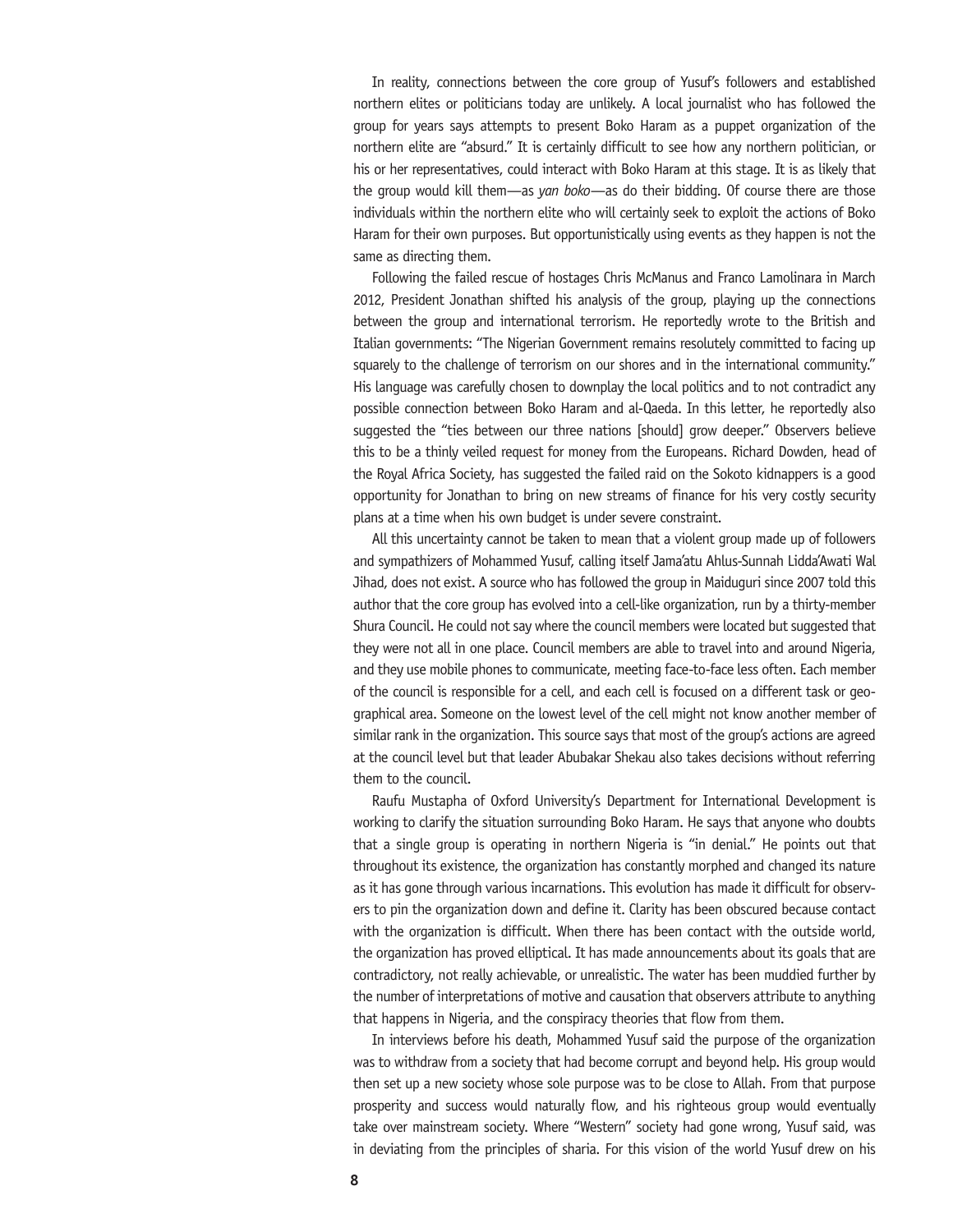In reality, connections between the core group of Yusuf's followers and established northern elites or politicians today are unlikely. A local journalist who has followed the group for years says attempts to present Boko Haram as a puppet organization of the northern elite are "absurd." It is certainly difficult to see how any northern politician, or his or her representatives, could interact with Boko Haram at this stage. It is as likely that the group would kill them—as *yan boko*—as do their bidding. Of course there are those individuals within the northern elite who will certainly seek to exploit the actions of Boko Haram for their own purposes. But opportunistically using events as they happen is not the same as directing them.

Following the failed rescue of hostages Chris McManus and Franco Lamolinara in March 2012, President Jonathan shifted his analysis of the group, playing up the connections between the group and international terrorism. He reportedly wrote to the British and Italian governments: "The Nigerian Government remains resolutely committed to facing up squarely to the challenge of terrorism on our shores and in the international community." His language was carefully chosen to downplay the local politics and to not contradict any possible connection between Boko Haram and al-Qaeda. In this letter, he reportedly also suggested the "ties between our three nations [should] grow deeper." Observers believe this to be a thinly veiled request for money from the Europeans. Richard Dowden, head of the Royal Africa Society, has suggested the failed raid on the Sokoto kidnappers is a good opportunity for Jonathan to bring on new streams of finance for his very costly security plans at a time when his own budget is under severe constraint.

All this uncertainty cannot be taken to mean that a violent group made up of followers and sympathizers of Mohammed Yusuf, calling itself Jama'atu Ahlus-Sunnah Lidda'Awati Wal Jihad, does not exist. A source who has followed the group in Maiduguri since 2007 told this author that the core group has evolved into a cell-like organization, run by a thirty-member Shura Council. He could not say where the council members were located but suggested that they were not all in one place. Council members are able to travel into and around Nigeria, and they use mobile phones to communicate, meeting face-to-face less often. Each member of the council is responsible for a cell, and each cell is focused on a different task or geographical area. Someone on the lowest level of the cell might not know another member of similar rank in the organization. This source says that most of the group's actions are agreed at the council level but that leader Abubakar Shekau also takes decisions without referring them to the council.

Raufu Mustapha of Oxford University's Department for International Development is working to clarify the situation surrounding Boko Haram. He says that anyone who doubts that a single group is operating in northern Nigeria is "in denial." He points out that throughout its existence, the organization has constantly morphed and changed its nature as it has gone through various incarnations. This evolution has made it difficult for observers to pin the organization down and define it. Clarity has been obscured because contact with the organization is difficult. When there has been contact with the outside world, the organization has proved elliptical. It has made announcements about its goals that are contradictory, not really achievable, or unrealistic. The water has been muddied further by the number of interpretations of motive and causation that observers attribute to anything that happens in Nigeria, and the conspiracy theories that flow from them.

In interviews before his death, Mohammed Yusuf said the purpose of the organization was to withdraw from a society that had become corrupt and beyond help. His group would then set up a new society whose sole purpose was to be close to Allah. From that purpose prosperity and success would naturally flow, and his righteous group would eventually take over mainstream society. Where "Western" society had gone wrong, Yusuf said, was in deviating from the principles of sharia. For this vision of the world Yusuf drew on his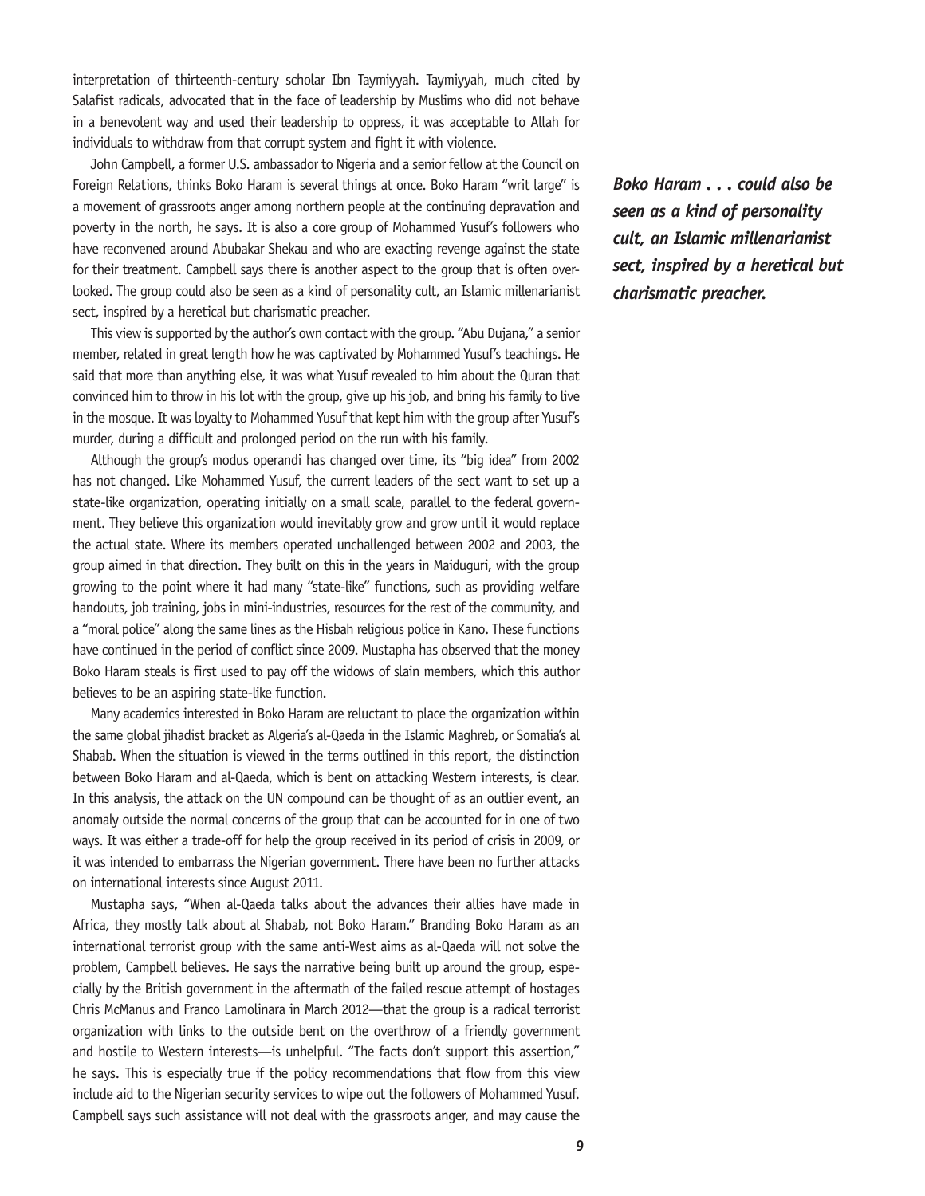interpretation of thirteenth-century scholar Ibn Taymiyyah. Taymiyyah, much cited by Salafist radicals, advocated that in the face of leadership by Muslims who did not behave in a benevolent way and used their leadership to oppress, it was acceptable to Allah for individuals to withdraw from that corrupt system and fight it with violence.

John Campbell, a former U.S. ambassador to Nigeria and a senior fellow at the Council on Foreign Relations, thinks Boko Haram is several things at once. Boko Haram "writ large" is a movement of grassroots anger among northern people at the continuing depravation and poverty in the north, he says. It is also a core group of Mohammed Yusuf's followers who have reconvened around Abubakar Shekau and who are exacting revenge against the state for their treatment. Campbell says there is another aspect to the group that is often overlooked. The group could also be seen as a kind of personality cult, an Islamic millenarianist sect, inspired by a heretical but charismatic preacher.

***Boko Haram . . . could also be seen as a kind of personality cult, an Islamic millenarianist sect, inspired by a heretical but charismatic preacher.***

This view is supported by the author's own contact with the group. "Abu Dujana," a senior member, related in great length how he was captivated by Mohammed Yusuf's teachings. He said that more than anything else, it was what Yusuf revealed to him about the Quran that convinced him to throw in his lot with the group, give up his job, and bring his family to live in the mosque. It was loyalty to Mohammed Yusuf that kept him with the group after Yusuf's murder, during a difficult and prolonged period on the run with his family.

Although the group's modus operandi has changed over time, its "big idea" from 2002 has not changed. Like Mohammed Yusuf, the current leaders of the sect want to set up a state-like organization, operating initially on a small scale, parallel to the federal government. They believe this organization would inevitably grow and grow until it would replace the actual state. Where its members operated unchallenged between 2002 and 2003, the group aimed in that direction. They built on this in the years in Maiduguri, with the group growing to the point where it had many "state-like" functions, such as providing welfare handouts, job training, jobs in mini-industries, resources for the rest of the community, and a "moral police" along the same lines as the Hisbah religious police in Kano. These functions have continued in the period of conflict since 2009. Mustapha has observed that the money Boko Haram steals is first used to pay off the widows of slain members, which this author believes to be an aspiring state-like function.

Many academics interested in Boko Haram are reluctant to place the organization within the same global jihadist bracket as Algeria's al-Qaeda in the Islamic Maghreb, or Somalia's al Shabab. When the situation is viewed in the terms outlined in this report, the distinction between Boko Haram and al-Qaeda, which is bent on attacking Western interests, is clear. In this analysis, the attack on the UN compound can be thought of as an outlier event, an anomaly outside the normal concerns of the group that can be accounted for in one of two ways. It was either a trade-off for help the group received in its period of crisis in 2009, or it was intended to embarrass the Nigerian government. There have been no further attacks on international interests since August 2011.

Mustapha says, "When al-Qaeda talks about the advances their allies have made in Africa, they mostly talk about al Shabab, not Boko Haram." Branding Boko Haram as an international terrorist group with the same anti-West aims as al-Qaeda will not solve the problem, Campbell believes. He says the narrative being built up around the group, especially by the British government in the aftermath of the failed rescue attempt of hostages Chris McManus and Franco Lamolinara in March 2012—that the group is a radical terrorist organization with links to the outside bent on the overthrow of a friendly government and hostile to Western interests—is unhelpful. "The facts don't support this assertion," he says. This is especially true if the policy recommendations that flow from this view include aid to the Nigerian security services to wipe out the followers of Mohammed Yusuf. Campbell says such assistance will not deal with the grassroots anger, and may cause the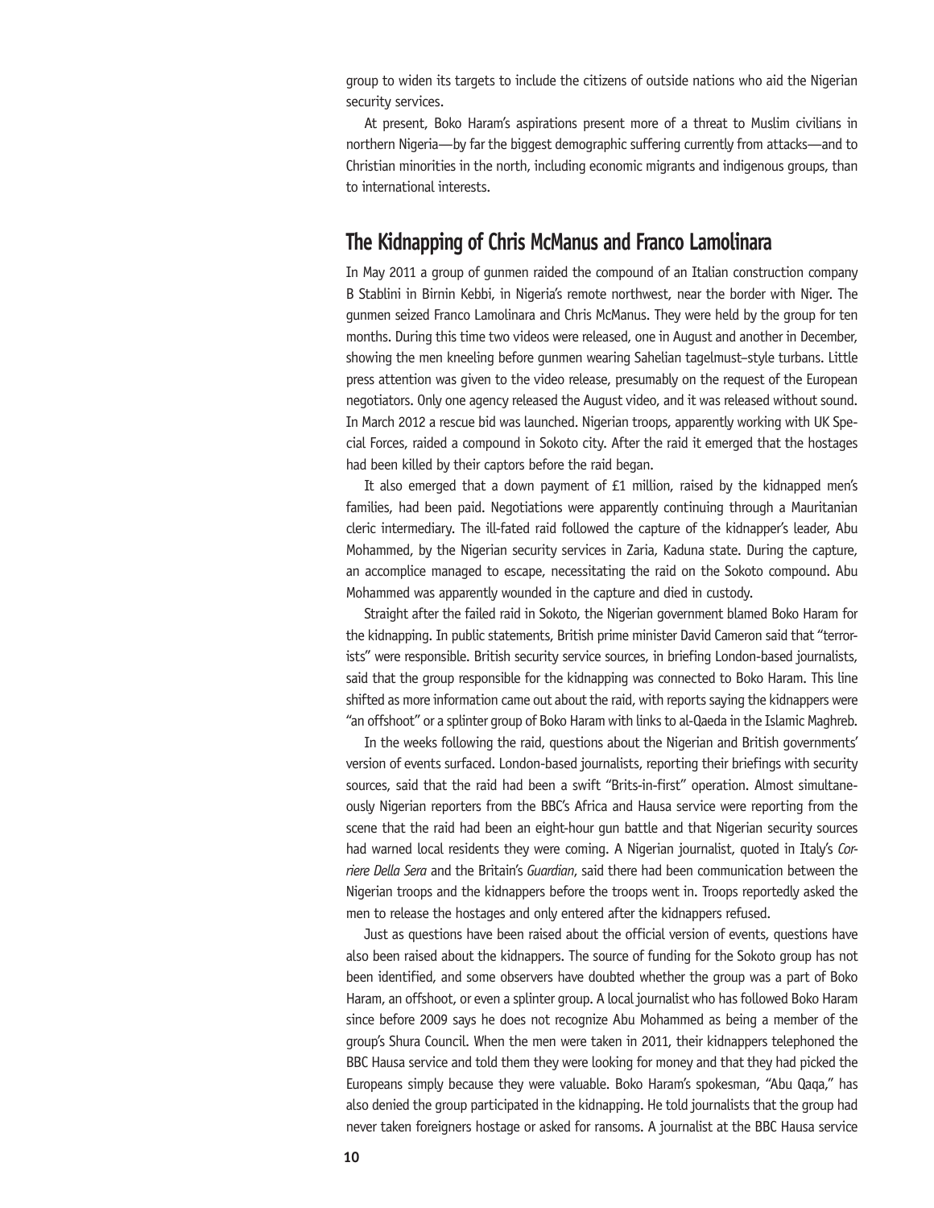group to widen its targets to include the citizens of outside nations who aid the Nigerian security services.

At present, Boko Haram's aspirations present more of a threat to Muslim civilians in northern Nigeria—by far the biggest demographic suffering currently from attacks—and to Christian minorities in the north, including economic migrants and indigenous groups, than to international interests.

## The Kidnapping of Chris McManus and Franco Lamolinara

In May 2011 a group of gunmen raided the compound of an Italian construction company B Stablini in Birnin Kebbi, in Nigeria's remote northwest, near the border with Niger. The gunmen seized Franco Lamolinara and Chris McManus. They were held by the group for ten months. During this time two videos were released, one in August and another in December, showing the men kneeling before gunmen wearing Sahelian tagelmust–style turbans. Little press attention was given to the video release, presumably on the request of the European negotiators. Only one agency released the August video, and it was released without sound. In March 2012 a rescue bid was launched. Nigerian troops, apparently working with UK Special Forces, raided a compound in Sokoto city. After the raid it emerged that the hostages had been killed by their captors before the raid began.

It also emerged that a down payment of £1 million, raised by the kidnapped men's families, had been paid. Negotiations were apparently continuing through a Mauritanian cleric intermediary. The ill-fated raid followed the capture of the kidnapper's leader, Abu Mohammed, by the Nigerian security services in Zaria, Kaduna state. During the capture, an accomplice managed to escape, necessitating the raid on the Sokoto compound. Abu Mohammed was apparently wounded in the capture and died in custody.

Straight after the failed raid in Sokoto, the Nigerian government blamed Boko Haram for the kidnapping. In public statements, British prime minister David Cameron said that "terrorists" were responsible. British security service sources, in briefing London-based journalists, said that the group responsible for the kidnapping was connected to Boko Haram. This line shifted as more information came out about the raid, with reports saying the kidnappers were "an offshoot" or a splinter group of Boko Haram with links to al-Qaeda in the Islamic Maghreb.

In the weeks following the raid, questions about the Nigerian and British governments' version of events surfaced. London-based journalists, reporting their briefings with security sources, said that the raid had been a swift "Brits-in-first" operation. Almost simultaneously Nigerian reporters from the BBC's Africa and Hausa service were reporting from the scene that the raid had been an eight-hour gun battle and that Nigerian security sources had warned local residents they were coming. A Nigerian journalist, quoted in Italy's *Corriere Della Sera* and the Britain's *Guardian*, said there had been communication between the Nigerian troops and the kidnappers before the troops went in. Troops reportedly asked the men to release the hostages and only entered after the kidnappers refused.

Just as questions have been raised about the official version of events, questions have also been raised about the kidnappers. The source of funding for the Sokoto group has not been identified, and some observers have doubted whether the group was a part of Boko Haram, an offshoot, or even a splinter group. A local journalist who has followed Boko Haram since before 2009 says he does not recognize Abu Mohammed as being a member of the group's Shura Council. When the men were taken in 2011, their kidnappers telephoned the BBC Hausa service and told them they were looking for money and that they had picked the Europeans simply because they were valuable. Boko Haram's spokesman, "Abu Qaqa," has also denied the group participated in the kidnapping. He told journalists that the group had never taken foreigners hostage or asked for ransoms. A journalist at the BBC Hausa service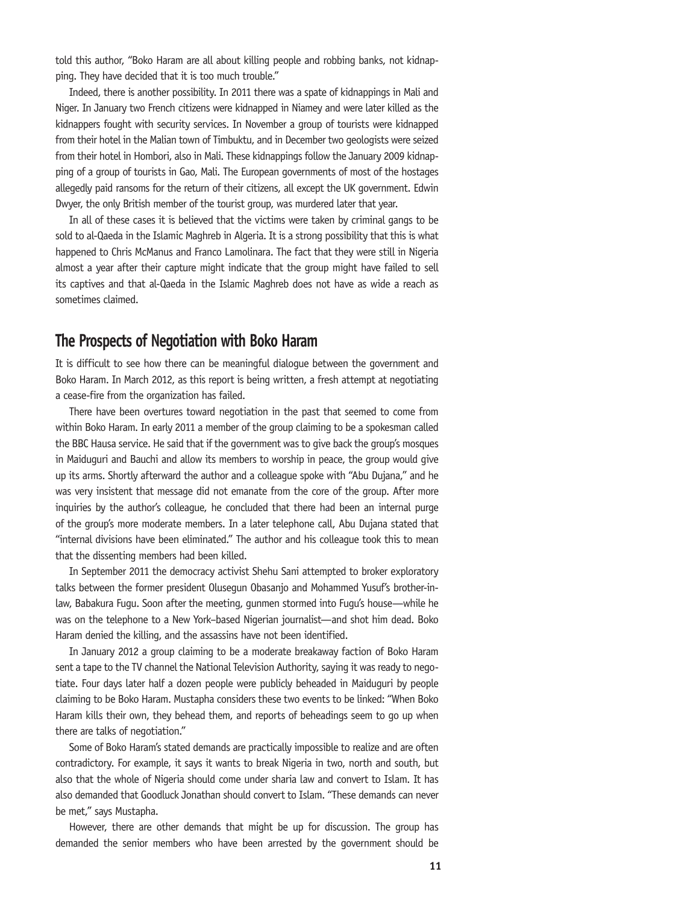told this author, "Boko Haram are all about killing people and robbing banks, not kidnapping. They have decided that it is too much trouble."

Indeed, there is another possibility. In 2011 there was a spate of kidnappings in Mali and Niger. In January two French citizens were kidnapped in Niamey and were later killed as the kidnappers fought with security services. In November a group of tourists were kidnapped from their hotel in the Malian town of Timbuktu, and in December two geologists were seized from their hotel in Hombori, also in Mali. These kidnappings follow the January 2009 kidnapping of a group of tourists in Gao, Mali. The European governments of most of the hostages allegedly paid ransoms for the return of their citizens, all except the UK government. Edwin Dwyer, the only British member of the tourist group, was murdered later that year.

In all of these cases it is believed that the victims were taken by criminal gangs to be sold to al-Qaeda in the Islamic Maghreb in Algeria. It is a strong possibility that this is what happened to Chris McManus and Franco Lamolinara. The fact that they were still in Nigeria almost a year after their capture might indicate that the group might have failed to sell its captives and that al-Qaeda in the Islamic Maghreb does not have as wide a reach as sometimes claimed.

## The Prospects of Negotiation with Boko Haram

It is difficult to see how there can be meaningful dialogue between the government and Boko Haram. In March 2012, as this report is being written, a fresh attempt at negotiating a cease-fire from the organization has failed.

There have been overtures toward negotiation in the past that seemed to come from within Boko Haram. In early 2011 a member of the group claiming to be a spokesman called the BBC Hausa service. He said that if the government was to give back the group's mosques in Maiduguri and Bauchi and allow its members to worship in peace, the group would give up its arms. Shortly afterward the author and a colleague spoke with "Abu Dujana," and he was very insistent that message did not emanate from the core of the group. After more inquiries by the author's colleague, he concluded that there had been an internal purge of the group's more moderate members. In a later telephone call, Abu Dujana stated that "internal divisions have been eliminated." The author and his colleague took this to mean that the dissenting members had been killed.

In September 2011 the democracy activist Shehu Sani attempted to broker exploratory talks between the former president Olusegun Obasanjo and Mohammed Yusuf's brother-in-law, Babakura Fugu. Soon after the meeting, gunmen stormed into Fugu's house—while he was on the telephone to a New York–based Nigerian journalist—and shot him dead. Boko Haram denied the killing, and the assassins have not been identified.

In January 2012 a group claiming to be a moderate breakaway faction of Boko Haram sent a tape to the TV channel the National Television Authority, saying it was ready to negotiate. Four days later half a dozen people were publicly beheaded in Maiduguri by people claiming to be Boko Haram. Mustapha considers these two events to be linked: "When Boko Haram kills their own, they behead them, and reports of beheadings seem to go up when there are talks of negotiation."

Some of Boko Haram's stated demands are practically impossible to realize and are often contradictory. For example, it says it wants to break Nigeria in two, north and south, but also that the whole of Nigeria should come under sharia law and convert to Islam. It has also demanded that Goodluck Jonathan should convert to Islam. "These demands can never be met," says Mustapha.

However, there are other demands that might be up for discussion. The group has demanded the senior members who have been arrested by the government should be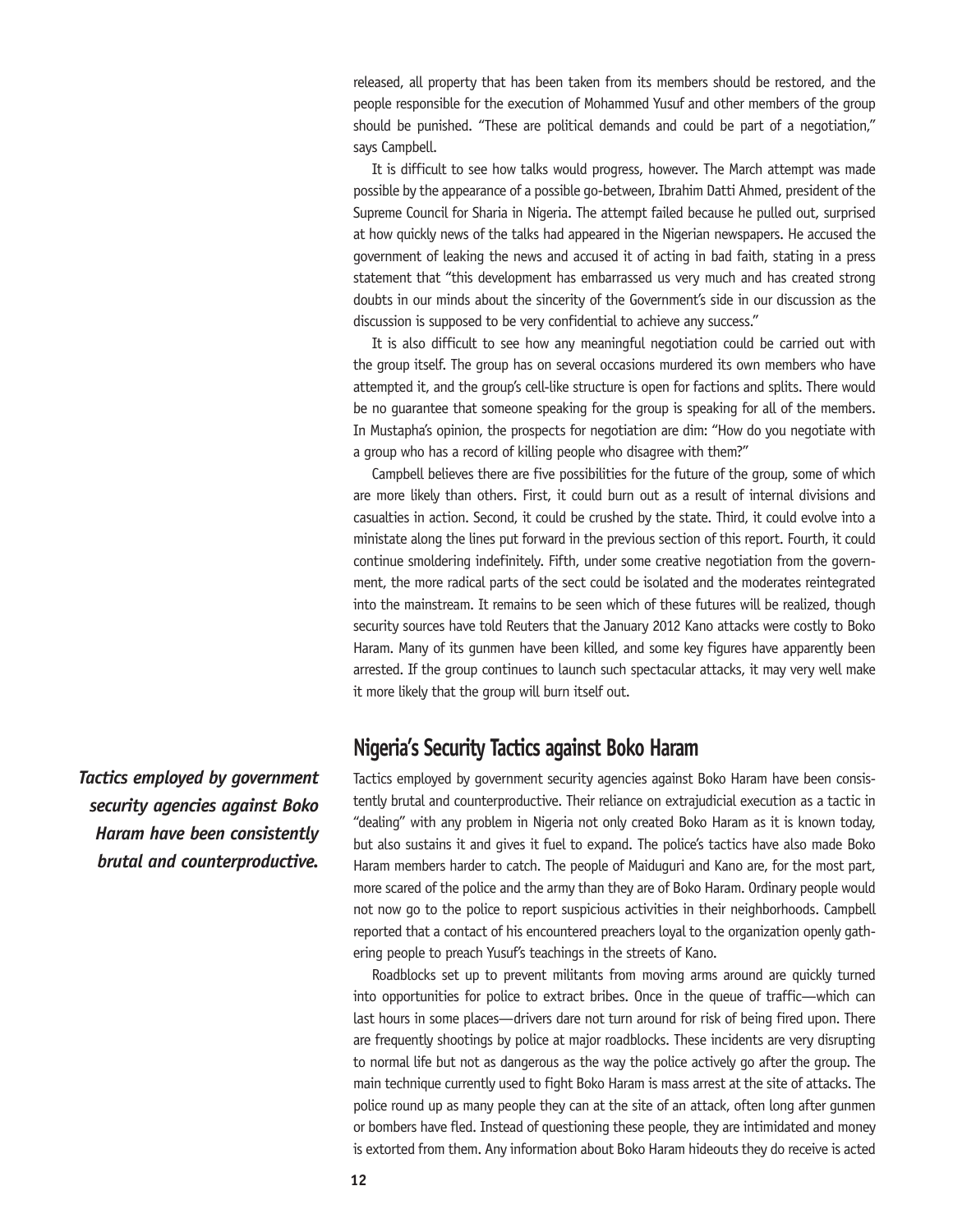released, all property that has been taken from its members should be restored, and the people responsible for the execution of Mohammed Yusuf and other members of the group should be punished. "These are political demands and could be part of a negotiation," says Campbell.

It is difficult to see how talks would progress, however. The March attempt was made possible by the appearance of a possible go-between, Ibrahim Datti Ahmed, president of the Supreme Council for Sharia in Nigeria. The attempt failed because he pulled out, surprised at how quickly news of the talks had appeared in the Nigerian newspapers. He accused the government of leaking the news and accused it of acting in bad faith, stating in a press statement that "this development has embarrassed us very much and has created strong doubts in our minds about the sincerity of the Government's side in our discussion as the discussion is supposed to be very confidential to achieve any success."

It is also difficult to see how any meaningful negotiation could be carried out with the group itself. The group has on several occasions murdered its own members who have attempted it, and the group's cell-like structure is open for factions and splits. There would be no guarantee that someone speaking for the group is speaking for all of the members. In Mustapha's opinion, the prospects for negotiation are dim: "How do you negotiate with a group who has a record of killing people who disagree with them?"

Campbell believes there are five possibilities for the future of the group, some of which are more likely than others. First, it could burn out as a result of internal divisions and casualties in action. Second, it could be crushed by the state. Third, it could evolve into a ministate along the lines put forward in the previous section of this report. Fourth, it could continue smoldering indefinitely. Fifth, under some creative negotiation from the government, the more radical parts of the sect could be isolated and the moderates reintegrated into the mainstream. It remains to be seen which of these futures will be realized, though security sources have told Reuters that the January 2012 Kano attacks were costly to Boko Haram. Many of its gunmen have been killed, and some key figures have apparently been arrested. If the group continues to launch such spectacular attacks, it may very well make it more likely that the group will burn itself out.

## Nigeria's Security Tactics against Boko Haram

*Tactics employed by government security agencies against Boko Haram have been consistently brutal and counterproductive.*

Tactics employed by government security agencies against Boko Haram have been consistently brutal and counterproductive. Their reliance on extrajudicial execution as a tactic in "dealing" with any problem in Nigeria not only created Boko Haram as it is known today, but also sustains it and gives it fuel to expand. The police's tactics have also made Boko Haram members harder to catch. The people of Maiduguri and Kano are, for the most part, more scared of the police and the army than they are of Boko Haram. Ordinary people would not now go to the police to report suspicious activities in their neighborhoods. Campbell reported that a contact of his encountered preachers loyal to the organization openly gathering people to preach Yusuf's teachings in the streets of Kano.

Roadblocks set up to prevent militants from moving arms around are quickly turned into opportunities for police to extract bribes. Once in the queue of traffic—which can last hours in some places—drivers dare not turn around for risk of being fired upon. There are frequently shootings by police at major roadblocks. These incidents are very disrupting to normal life but not as dangerous as the way the police actively go after the group. The main technique currently used to fight Boko Haram is mass arrest at the site of attacks. The police round up as many people they can at the site of an attack, often long after gunmen or bombers have fled. Instead of questioning these people, they are intimidated and money is extorted from them. Any information about Boko Haram hideouts they do receive is acted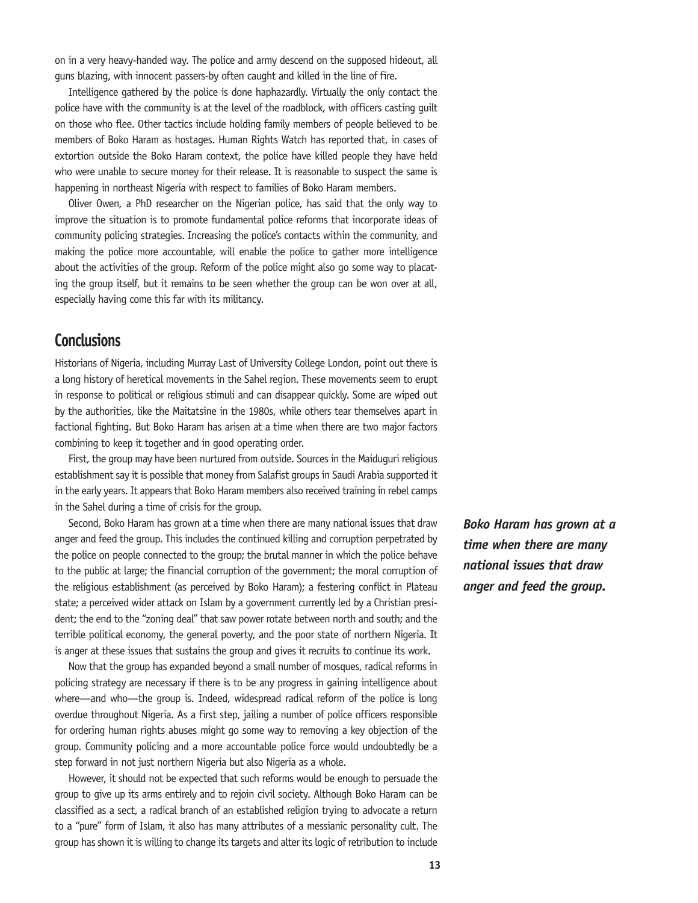on in a very heavy-handed way. The police and army descend on the supposed hideout, all guns blazing, with innocent passers-by often caught and killed in the line of fire.

Intelligence gathered by the police is done haphazardly. Virtually the only contact the police have with the community is at the level of the roadblock, with officers casting guilt on those who flee. Other tactics include holding family members of people believed to be members of Boko Haram as hostages. Human Rights Watch has reported that, in cases of extortion outside the Boko Haram context, the police have killed people they have held who were unable to secure money for their release. It is reasonable to suspect the same is happening in northeast Nigeria with respect to families of Boko Haram members.

Oliver Owen, a PhD researcher on the Nigerian police, has said that the only way to improve the situation is to promote fundamental police reforms that incorporate ideas of community policing strategies. Increasing the police's contacts within the community, and making the police more accountable, will enable the police to gather more intelligence about the activities of the group. Reform of the police might also go some way to placating the group itself, but it remains to be seen whether the group can be won over at all, especially having come this far with its militancy.

## Conclusions

Historians of Nigeria, including Murray Last of University College London, point out there is a long history of heretical movements in the Sahel region. These movements seem to erupt in response to political or religious stimuli and can disappear quickly. Some are wiped out by the authorities, like the Maitatsine in the 1980s, while others tear themselves apart in factional fighting. But Boko Haram has arisen at a time when there are two major factors combining to keep it together and in good operating order.

First, the group may have been nurtured from outside. Sources in the Maiduguri religious establishment say it is possible that money from Salafist groups in Saudi Arabia supported it in the early years. It appears that Boko Haram members also received training in rebel camps in the Sahel during a time of crisis for the group.

Second, Boko Haram has grown at a time when there are many national issues that draw anger and feed the group. This includes the continued killing and corruption perpetrated by the police on people connected to the group; the brutal manner in which the police behave to the public at large; the financial corruption of the government; the moral corruption of the religious establishment (as perceived by Boko Haram); a festering conflict in Plateau state; a perceived wider attack on Islam by a government currently led by a Christian president; the end to the "zoning deal" that saw power rotate between north and south; and the terrible political economy, the general poverty, and the poor state of northern Nigeria. It is anger at these issues that sustains the group and gives it recruits to continue its work.

***Boko Haram has grown at a time when there are many national issues that draw anger and feed the group.***

Now that the group has expanded beyond a small number of mosques, radical reforms in policing strategy are necessary if there is to be any progress in gaining intelligence about where—and who—the group is. Indeed, widespread radical reform of the police is long overdue throughout Nigeria. As a first step, jailing a number of police officers responsible for ordering human rights abuses might go some way to removing a key objection of the group. Community policing and a more accountable police force would undoubtedly be a step forward in not just northern Nigeria but also Nigeria as a whole.

However, it should not be expected that such reforms would be enough to persuade the group to give up its arms entirely and to rejoin civil society. Although Boko Haram can be classified as a sect, a radical branch of an established religion trying to advocate a return to a "pure" form of Islam, it also has many attributes of a messianic personality cult. The group has shown it is willing to change its targets and alter its logic of retribution to include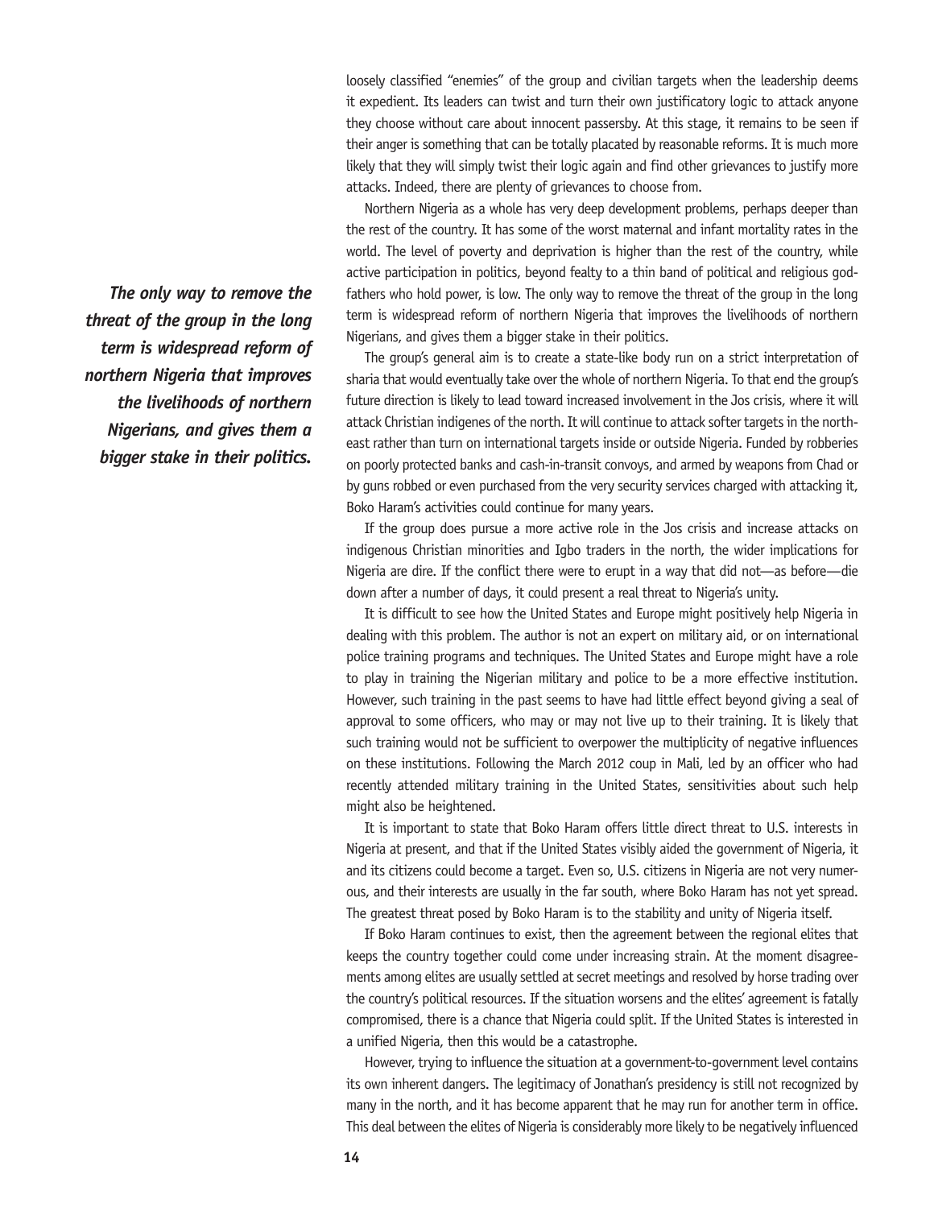loosely classified "enemies" of the group and civilian targets when the leadership deems it expedient. Its leaders can twist and turn their own justificatory logic to attack anyone they choose without care about innocent passersby. At this stage, it remains to be seen if their anger is something that can be totally placated by reasonable reforms. It is much more likely that they will simply twist their logic again and find other grievances to justify more attacks. Indeed, there are plenty of grievances to choose from.

Northern Nigeria as a whole has very deep development problems, perhaps deeper than the rest of the country. It has some of the worst maternal and infant mortality rates in the world. The level of poverty and deprivation is higher than the rest of the country, while active participation in politics, beyond fealty to a thin band of political and religious godfathers who hold power, is low. The only way to remove the threat of the group in the long term is widespread reform of northern Nigeria that improves the livelihoods of northern Nigerians, and gives them a bigger stake in their politics.

***The only way to remove the threat of the group in the long term is widespread reform of northern Nigeria that improves the livelihoods of northern Nigerians, and gives them a bigger stake in their politics.***

The group's general aim is to create a state-like body run on a strict interpretation of sharia that would eventually take over the whole of northern Nigeria. To that end the group's future direction is likely to lead toward increased involvement in the Jos crisis, where it will attack Christian indigenes of the north. It will continue to attack softer targets in the northeast rather than turn on international targets inside or outside Nigeria. Funded by robberies on poorly protected banks and cash-in-transit convoys, and armed by weapons from Chad or by guns robbed or even purchased from the very security services charged with attacking it, Boko Haram's activities could continue for many years.

If the group does pursue a more active role in the Jos crisis and increase attacks on indigenous Christian minorities and Igbo traders in the north, the wider implications for Nigeria are dire. If the conflict there were to erupt in a way that did not—as before—die down after a number of days, it could present a real threat to Nigeria's unity.

It is difficult to see how the United States and Europe might positively help Nigeria in dealing with this problem. The author is not an expert on military aid, or on international police training programs and techniques. The United States and Europe might have a role to play in training the Nigerian military and police to be a more effective institution. However, such training in the past seems to have had little effect beyond giving a seal of approval to some officers, who may or may not live up to their training. It is likely that such training would not be sufficient to overpower the multiplicity of negative influences on these institutions. Following the March 2012 coup in Mali, led by an officer who had recently attended military training in the United States, sensitivities about such help might also be heightened.

It is important to state that Boko Haram offers little direct threat to U.S. interests in Nigeria at present, and that if the United States visibly aided the government of Nigeria, it and its citizens could become a target. Even so, U.S. citizens in Nigeria are not very numerous, and their interests are usually in the far south, where Boko Haram has not yet spread. The greatest threat posed by Boko Haram is to the stability and unity of Nigeria itself.

If Boko Haram continues to exist, then the agreement between the regional elites that keeps the country together could come under increasing strain. At the moment disagreements among elites are usually settled at secret meetings and resolved by horse trading over the country's political resources. If the situation worsens and the elites' agreement is fatally compromised, there is a chance that Nigeria could split. If the United States is interested in a unified Nigeria, then this would be a catastrophe.

However, trying to influence the situation at a government-to-government level contains its own inherent dangers. The legitimacy of Jonathan's presidency is still not recognized by many in the north, and it has become apparent that he may run for another term in office. This deal between the elites of Nigeria is considerably more likely to be negatively influenced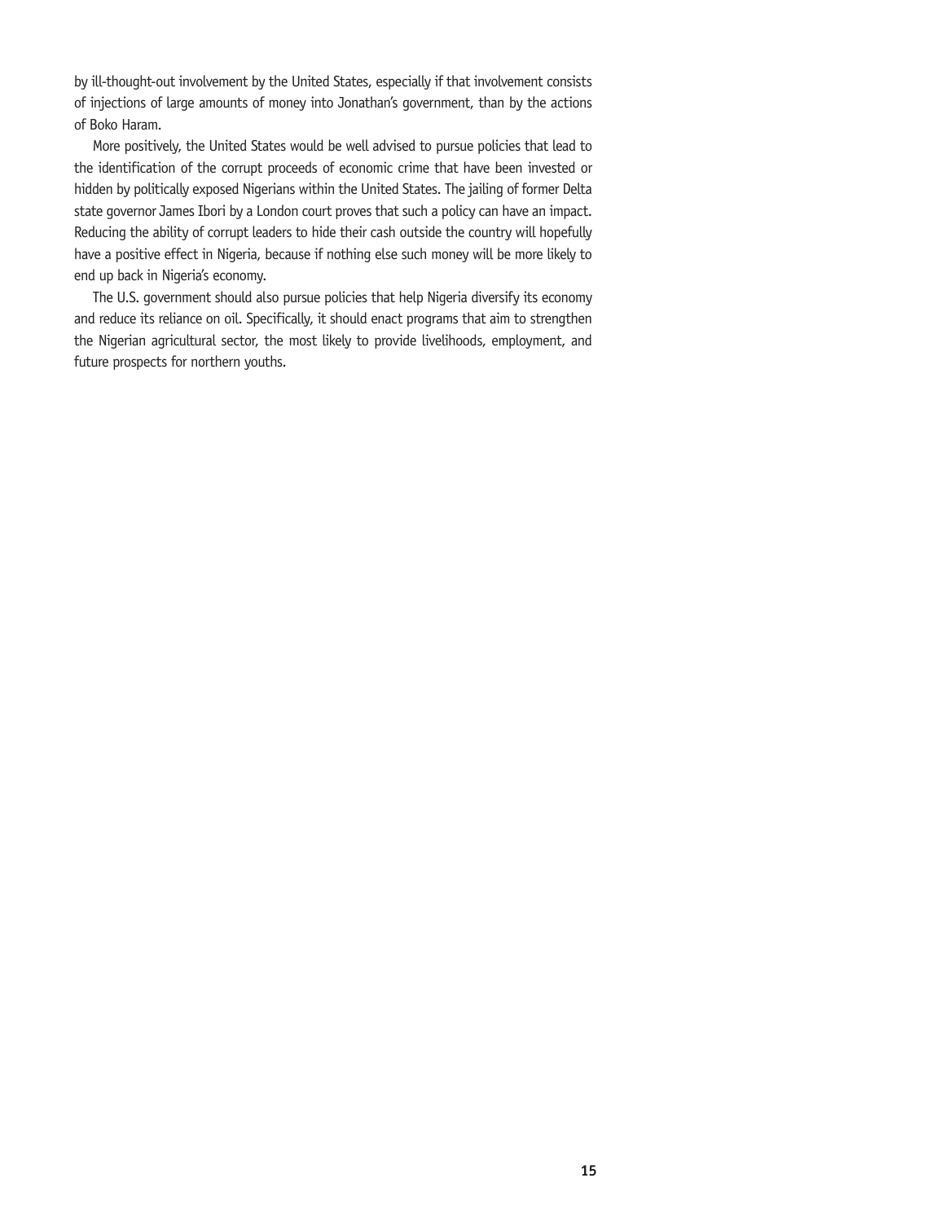by ill-thought-out involvement by the United States, especially if that involvement consists of injections of large amounts of money into Jonathan's government, than by the actions of Boko Haram.

More positively, the United States would be well advised to pursue policies that lead to the identification of the corrupt proceeds of economic crime that have been invested or hidden by politically exposed Nigerians within the United States. The jailing of former Delta state governor James Ibori by a London court proves that such a policy can have an impact. Reducing the ability of corrupt leaders to hide their cash outside the country will hopefully have a positive effect in Nigeria, because if nothing else such money will be more likely to end up back in Nigeria's economy.

The U.S. government should also pursue policies that help Nigeria diversify its economy and reduce its reliance on oil. Specifically, it should enact programs that aim to strengthen the Nigerian agricultural sector, the most likely to provide livelihoods, employment, and future prospects for northern youths.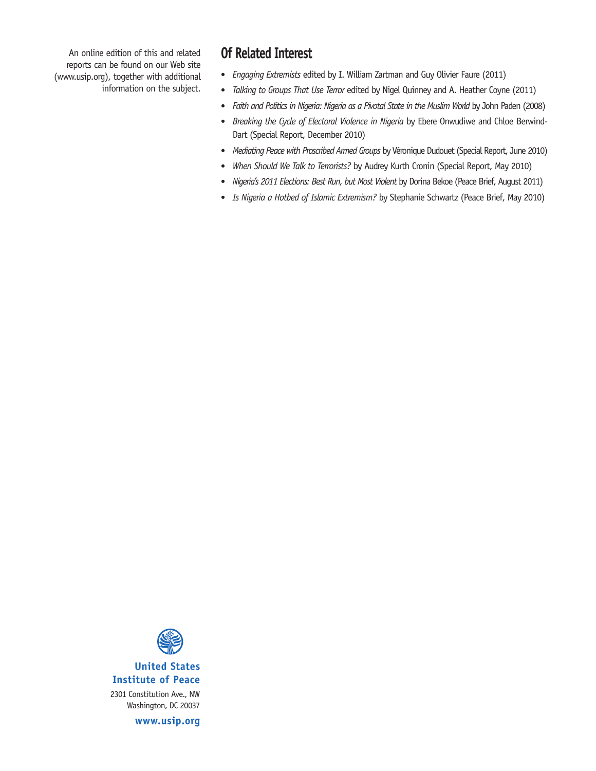An online edition of this and related reports can be found on our Web site (www.usip.org), together with additional information on the subject.

## Of Related Interest

- *Engaging Extremists* edited by I. William Zartman and Guy Olivier Faure (2011)
- *Talking to Groups That Use Terror* edited by Nigel Quinney and A. Heather Coyne (2011)
- *Faith and Politics in Nigeria: Nigeria as a Pivotal State in the Muslim World* by John Paden (2008)
- *Breaking the Cycle of Electoral Violence in Nigeria* by Ebere Onwudiwe and Chloe Berwind-Dart (Special Report, December 2010)
- *Mediating Peace with Proscribed Armed Groups* by Véronique Dudouet (Special Report, June 2010)
- *When Should We Talk to Terrorists?* by Audrey Kurth Cronin (Special Report, May 2010)
- *Nigeria's 2011 Elections: Best Run, but Most Violent* by Dorina Bekoe (Peace Brief, August 2011)
- *Is Nigeria a Hotbed of Islamic Extremism?* by Stephanie Schwartz (Peace Brief, May 2010)

**United States Institute of Peace**

2301 Constitution Ave., NW
Washington, DC 20037

**www.usip.org**